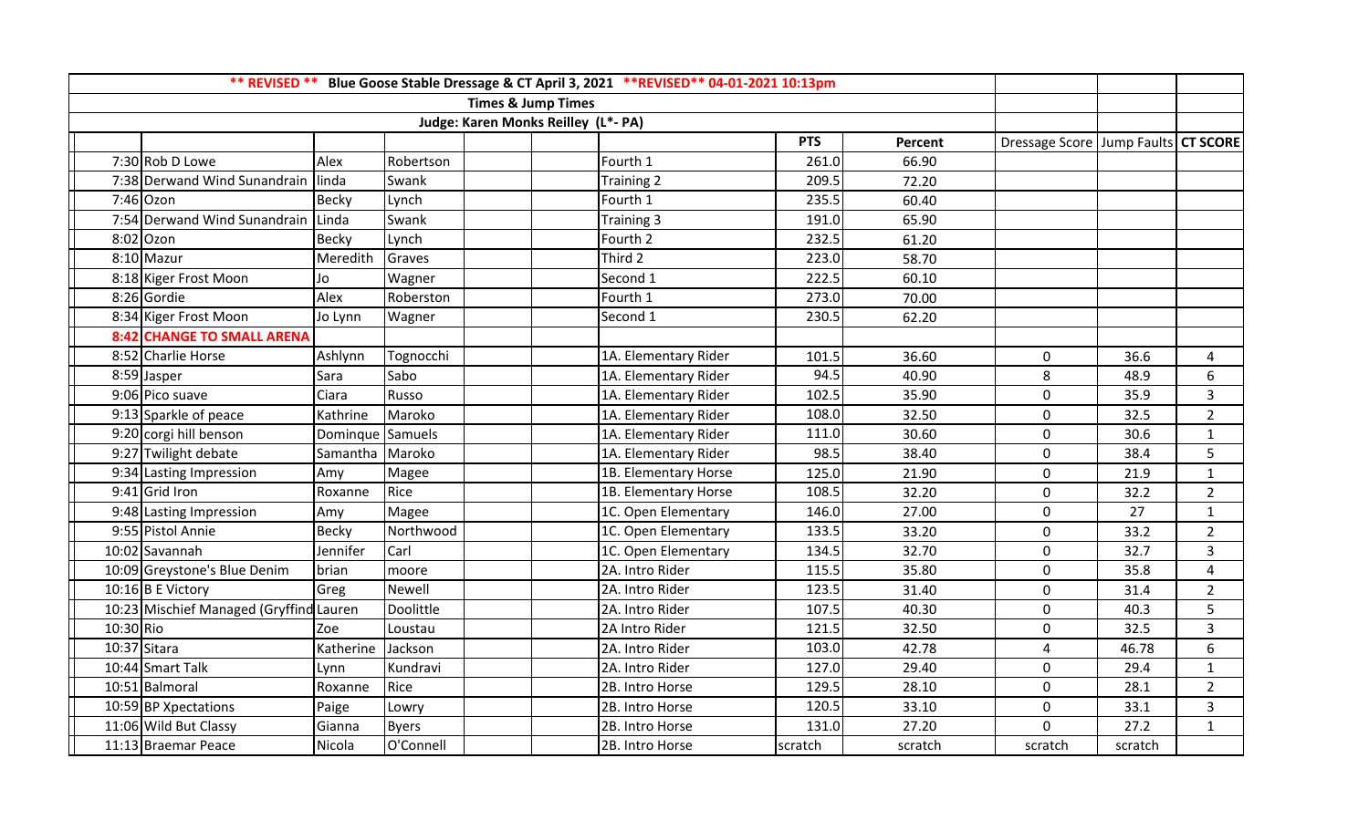| ** REVISED ** Blue Goose Stable Dressage & CT April 3, 2021 **REVISED** 04-01-2021 10:13pm | | | | | | | | | | | |
|---|---|---|---|---|---|---|---|---|---|---|---|
| Times & Jump Times | | | | | | | | | | | |
| Judge: Karen Monks Reilley (L*- PA) | | | | | | | | | | | |
| | | | | | | | PTS | Percent | Dressage Score | Jump Faults | CT SCORE |
| 7:30 | Rob D Lowe | Alex | Robertson | | | Fourth 1 | 261.0 | 66.90 | | | |
| 7:38 | Derwand Wind Sunandrain | linda | Swank | | | Training 2 | 209.5 | 72.20 | | | |
| 7:46 | Ozon | Becky | Lynch | | | Fourth 1 | 235.5 | 60.40 | | | |
| 7:54 | Derwand Wind Sunandrain | Linda | Swank | | | Training 3 | 191.0 | 65.90 | | | |
| 8:02 | Ozon | Becky | Lynch | | | Fourth 2 | 232.5 | 61.20 | | | |
| 8:10 | Mazur | Meredith | Graves | | | Third 2 | 223.0 | 58.70 | | | |
| 8:18 | Kiger Frost Moon | Jo | Wagner | | | Second 1 | 222.5 | 60.10 | | | |
| 8:26 | Gordie | Alex | Roberston | | | Fourth 1 | 273.0 | 70.00 | | | |
| 8:34 | Kiger Frost Moon | Jo Lynn | Wagner | | | Second 1 | 230.5 | 62.20 | | | |
| **8:42** | **CHANGE TO SMALL ARENA** | | | | | | | | | | |
| 8:52 | Charlie Horse | Ashlynn | Tognocchi | | | 1A. Elementary Rider | 101.5 | 36.60 | 0 | 36.6 | 4 |
| 8:59 | Jasper | Sara | Sabo | | | 1A. Elementary Rider | 94.5 | 40.90 | 8 | 48.9 | 6 |
| 9:06 | Pico suave | Ciara | Russo | | | 1A. Elementary Rider | 102.5 | 35.90 | 0 | 35.9 | 3 |
| 9:13 | Sparkle of peace | Kathrine | Maroko | | | 1A. Elementary Rider | 108.0 | 32.50 | 0 | 32.5 | 2 |
| 9:20 | corgi hill benson | Dominque | Samuels | | | 1A. Elementary Rider | 111.0 | 30.60 | 0 | 30.6 | 1 |
| 9:27 | Twilight debate | Samantha | Maroko | | | 1A. Elementary Rider | 98.5 | 38.40 | 0 | 38.4 | 5 |
| 9:34 | Lasting Impression | Amy | Magee | | | 1B. Elementary Horse | 125.0 | 21.90 | 0 | 21.9 | 1 |
| 9:41 | Grid Iron | Roxanne | Rice | | | 1B. Elementary Horse | 108.5 | 32.20 | 0 | 32.2 | 2 |
| 9:48 | Lasting Impression | Amy | Magee | | | 1C. Open Elementary | 146.0 | 27.00 | 0 | 27 | 1 |
| 9:55 | Pistol Annie | Becky | Northwood | | | 1C. Open Elementary | 133.5 | 33.20 | 0 | 33.2 | 2 |
| 10:02 | Savannah | Jennifer | Carl | | | 1C. Open Elementary | 134.5 | 32.70 | 0 | 32.7 | 3 |
| 10:09 | Greystone's Blue Denim | brian | moore | | | 2A. Intro Rider | 115.5 | 35.80 | 0 | 35.8 | 4 |
| 10:16 | B E Victory | Greg | Newell | | | 2A. Intro Rider | 123.5 | 31.40 | 0 | 31.4 | 2 |
| 10:23 | Mischief Managed (Gryffind | Lauren | Doolittle | | | 2A. Intro Rider | 107.5 | 40.30 | 0 | 40.3 | 5 |
| 10:30 | Rio | Zoe | Loustau | | | 2A Intro Rider | 121.5 | 32.50 | 0 | 32.5 | 3 |
| 10:37 | Sitara | Katherine | Jackson | | | 2A. Intro Rider | 103.0 | 42.78 | 4 | 46.78 | 6 |
| 10:44 | Smart Talk | Lynn | Kundravi | | | 2A. Intro Rider | 127.0 | 29.40 | 0 | 29.4 | 1 |
| 10:51 | Balmoral | Roxanne | Rice | | | 2B. Intro Horse | 129.5 | 28.10 | 0 | 28.1 | 2 |
| 10:59 | BP Xpectations | Paige | Lowry | | | 2B. Intro Horse | 120.5 | 33.10 | 0 | 33.1 | 3 |
| 11:06 | Wild But Classy | Gianna | Byers | | | 2B. Intro Horse | 131.0 | 27.20 | 0 | 27.2 | 1 |
| 11:13 | Braemar Peace | Nicola | O'Connell | | | 2B. Intro Horse | scratch | scratch | scratch | scratch | |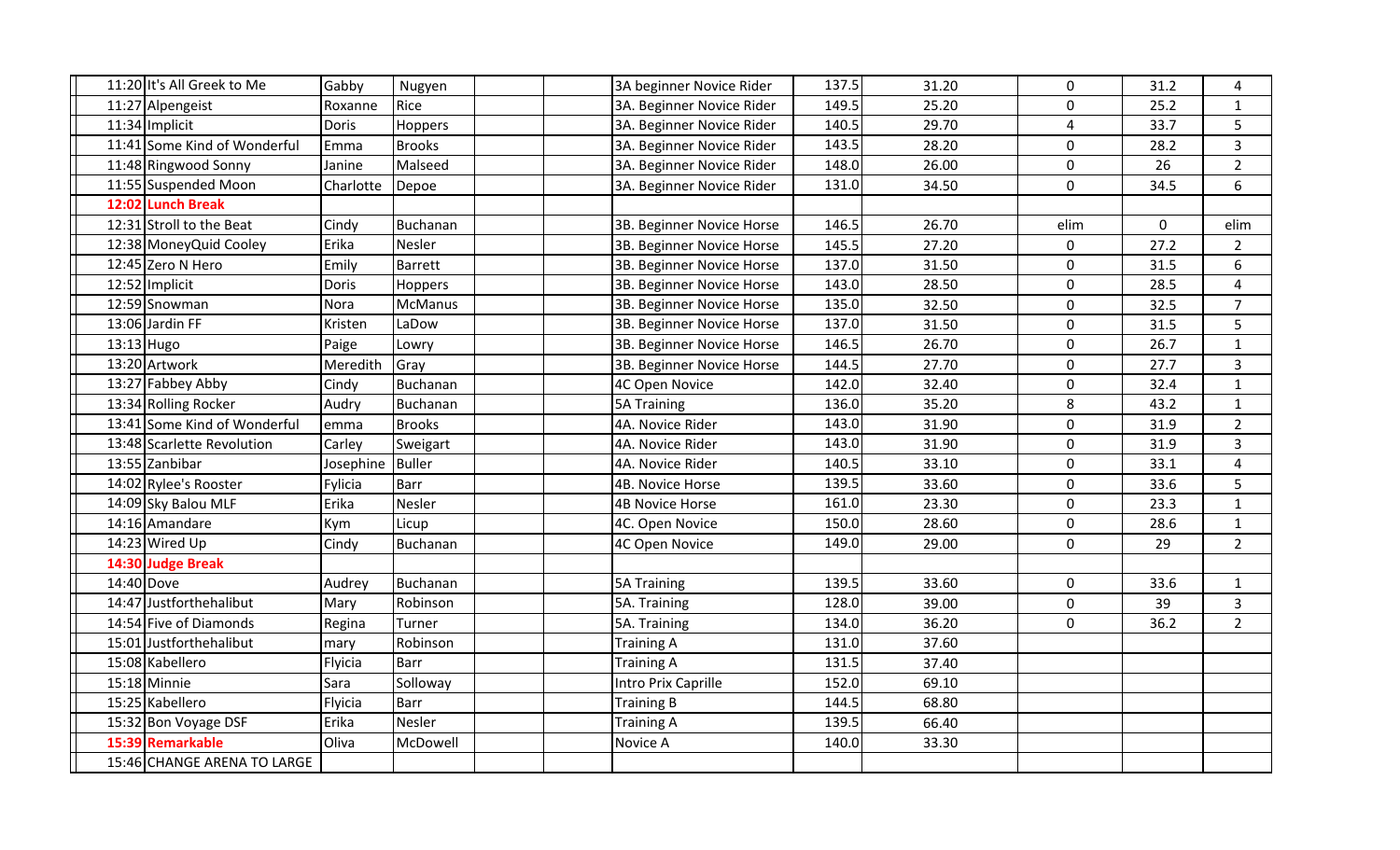| | | | | | | | | | | | |
|---|---|---|---|---|---|---|---|---|---|---|---|
| 11:20 | It's All Greek to Me | Gabby | Nugyen | | | 3A beginner Novice Rider | 137.5 | 31.20 | 0 | 31.2 | 4 |
| 11:27 | Alpengeist | Roxanne | Rice | | | 3A. Beginner Novice Rider | 149.5 | 25.20 | 0 | 25.2 | 1 |
| 11:34 | Implicit | Doris | Hoppers | | | 3A. Beginner Novice Rider | 140.5 | 29.70 | 4 | 33.7 | 5 |
| 11:41 | Some Kind of Wonderful | Emma | Brooks | | | 3A. Beginner Novice Rider | 143.5 | 28.20 | 0 | 28.2 | 3 |
| 11:48 | Ringwood Sonny | Janine | Malseed | | | 3A. Beginner Novice Rider | 148.0 | 26.00 | 0 | 26 | 2 |
| 11:55 | Suspended Moon | Charlotte | Depoe | | | 3A. Beginner Novice Rider | 131.0 | 34.50 | 0 | 34.5 | 6 |
| **12:02** | **Lunch Break** | | | | | | | | | | |
| 12:31 | Stroll to the Beat | Cindy | Buchanan | | | 3B. Beginner Novice Horse | 146.5 | 26.70 | elim | 0 | elim |
| 12:38 | MoneyQuid Cooley | Erika | Nesler | | | 3B. Beginner Novice Horse | 145.5 | 27.20 | 0 | 27.2 | 2 |
| 12:45 | Zero N Hero | Emily | Barrett | | | 3B. Beginner Novice Horse | 137.0 | 31.50 | 0 | 31.5 | 6 |
| 12:52 | Implicit | Doris | Hoppers | | | 3B. Beginner Novice Horse | 143.0 | 28.50 | 0 | 28.5 | 4 |
| 12:59 | Snowman | Nora | McManus | | | 3B. Beginner Novice Horse | 135.0 | 32.50 | 0 | 32.5 | 7 |
| 13:06 | Jardin FF | Kristen | LaDow | | | 3B. Beginner Novice Horse | 137.0 | 31.50 | 0 | 31.5 | 5 |
| 13:13 | Hugo | Paige | Lowry | | | 3B. Beginner Novice Horse | 146.5 | 26.70 | 0 | 26.7 | 1 |
| 13:20 | Artwork | Meredith | Gray | | | 3B. Beginner Novice Horse | 144.5 | 27.70 | 0 | 27.7 | 3 |
| 13:27 | Fabbey Abby | Cindy | Buchanan | | | 4C Open Novice | 142.0 | 32.40 | 0 | 32.4 | 1 |
| 13:34 | Rolling Rocker | Audry | Buchanan | | | 5A Training | 136.0 | 35.20 | 8 | 43.2 | 1 |
| 13:41 | Some Kind of Wonderful | emma | Brooks | | | 4A. Novice Rider | 143.0 | 31.90 | 0 | 31.9 | 2 |
| 13:48 | Scarlette Revolution | Carley | Sweigart | | | 4A. Novice Rider | 143.0 | 31.90 | 0 | 31.9 | 3 |
| 13:55 | Zanbibar | Josephine | Buller | | | 4A. Novice Rider | 140.5 | 33.10 | 0 | 33.1 | 4 |
| 14:02 | Rylee's Rooster | Fylicia | Barr | | | 4B. Novice Horse | 139.5 | 33.60 | 0 | 33.6 | 5 |
| 14:09 | Sky Balou MLF | Erika | Nesler | | | 4B Novice Horse | 161.0 | 23.30 | 0 | 23.3 | 1 |
| 14:16 | Amandare | Kym | Licup | | | 4C. Open Novice | 150.0 | 28.60 | 0 | 28.6 | 1 |
| 14:23 | Wired Up | Cindy | Buchanan | | | 4C Open Novice | 149.0 | 29.00 | 0 | 29 | 2 |
| **14:30** | **Judge Break** | | | | | | | | | | |
| 14:40 | Dove | Audrey | Buchanan | | | 5A Training | 139.5 | 33.60 | 0 | 33.6 | 1 |
| 14:47 | Justforthehalibut | Mary | Robinson | | | 5A. Training | 128.0 | 39.00 | 0 | 39 | 3 |
| 14:54 | Five of Diamonds | Regina | Turner | | | 5A. Training | 134.0 | 36.20 | 0 | 36.2 | 2 |
| 15:01 | Justforthehalibut | mary | Robinson | | | Training A | 131.0 | 37.60 | | | |
| 15:08 | Kabellero | Flyicia | Barr | | | Training A | 131.5 | 37.40 | | | |
| 15:18 | Minnie | Sara | Solloway | | | Intro Prix Caprille | 152.0 | 69.10 | | | |
| 15:25 | Kabellero | Flyicia | Barr | | | Training B | 144.5 | 68.80 | | | |
| 15:32 | Bon Voyage DSF | Erika | Nesler | | | Training A | 139.5 | 66.40 | | | |
| **15:39** | **Remarkable** | Oliva | McDowell | | | Novice A | 140.0 | 33.30 | | | |
| 15:46 | CHANGE ARENA TO LARGE | | | | | | | | | | |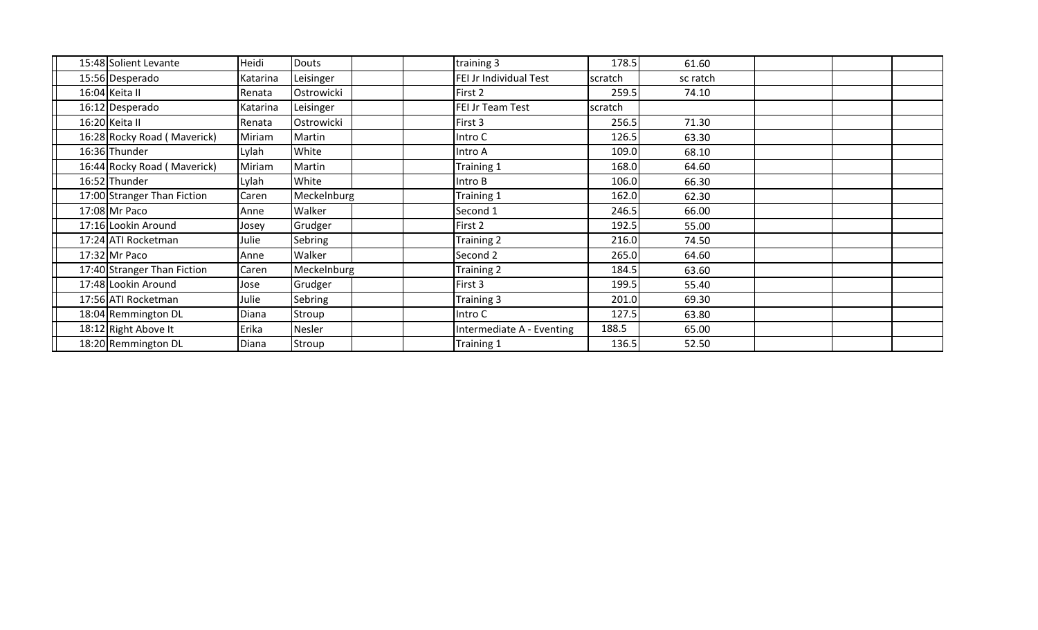| | | | | | | | | | | | | |
|---|---|---|---|---|---|---|---|---|---|---|---|---|
| | 15:48 | Solient Levante | Heidi | Douts | | | training 3 | 178.5 | 61.60 | | | |
| | 15:56 | Desperado | Katarina | Leisinger | | | FEI Jr Individual Test | scratch | sc ratch | | | |
| | 16:04 | Keita II | Renata | Ostrowicki | | | First 2 | 259.5 | 74.10 | | | |
| | 16:12 | Desperado | Katarina | Leisinger | | | FEI Jr Team Test | scratch | | | | |
| | 16:20 | Keita II | Renata | Ostrowicki | | | First 3 | 256.5 | 71.30 | | | |
| | 16:28 | Rocky Road ( Maverick) | Miriam | Martin | | | Intro C | 126.5 | 63.30 | | | |
| | 16:36 | Thunder | Lylah | White | | | Intro A | 109.0 | 68.10 | | | |
| | 16:44 | Rocky Road ( Maverick) | Miriam | Martin | | | Training 1 | 168.0 | 64.60 | | | |
| | 16:52 | Thunder | Lylah | White | | | Intro B | 106.0 | 66.30 | | | |
| | 17:00 | Stranger Than Fiction | Caren | Meckelnburg | | | Training 1 | 162.0 | 62.30 | | | |
| | 17:08 | Mr Paco | Anne | Walker | | | Second 1 | 246.5 | 66.00 | | | |
| | 17:16 | Lookin Around | Josey | Grudger | | | First 2 | 192.5 | 55.00 | | | |
| | 17:24 | ATI Rocketman | Julie | Sebring | | | Training 2 | 216.0 | 74.50 | | | |
| | 17:32 | Mr Paco | Anne | Walker | | | Second 2 | 265.0 | 64.60 | | | |
| | 17:40 | Stranger Than Fiction | Caren | Meckelnburg | | | Training 2 | 184.5 | 63.60 | | | |
| | 17:48 | Lookin Around | Jose | Grudger | | | First 3 | 199.5 | 55.40 | | | |
| | 17:56 | ATI Rocketman | Julie | Sebring | | | Training 3 | 201.0 | 69.30 | | | |
| | 18:04 | Remmington DL | Diana | Stroup | | | Intro C | 127.5 | 63.80 | | | |
| | 18:12 | Right Above It | Erika | Nesler | | | Intermediate A - Eventing | 188.5 | 65.00 | | | |
| | 18:20 | Remmington DL | Diana | Stroup | | | Training 1 | 136.5 | 52.50 | | | |